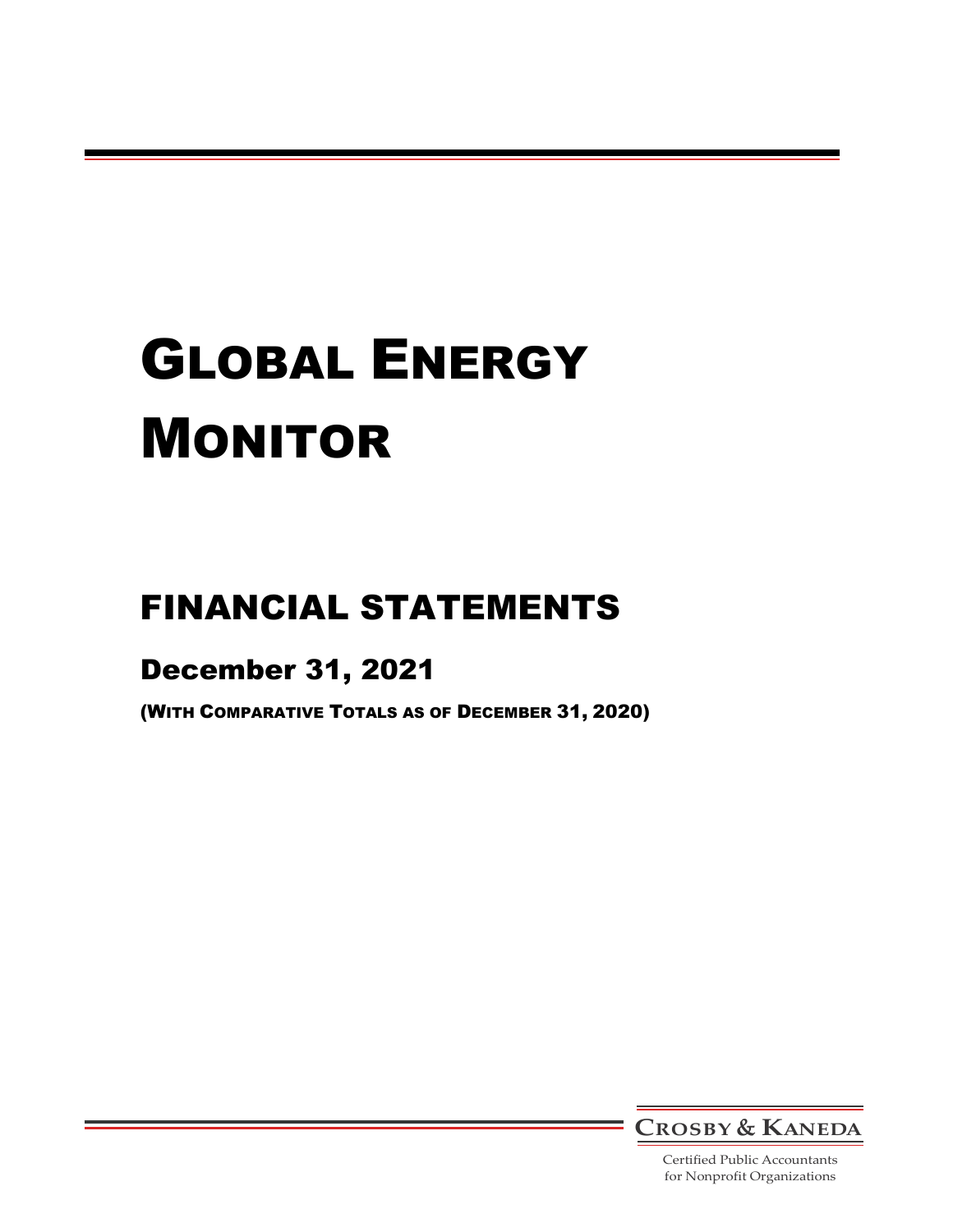# GLOBAL ENERGY MONITOR

## FINANCIAL STATEMENTS

### December 31, 2021

(WITH COMPARATIVE TOTALS AS OF DECEMBER 31, 2020)

CROSBY & KANEDA

Certified Public Accountants
for Nonprofit Organizations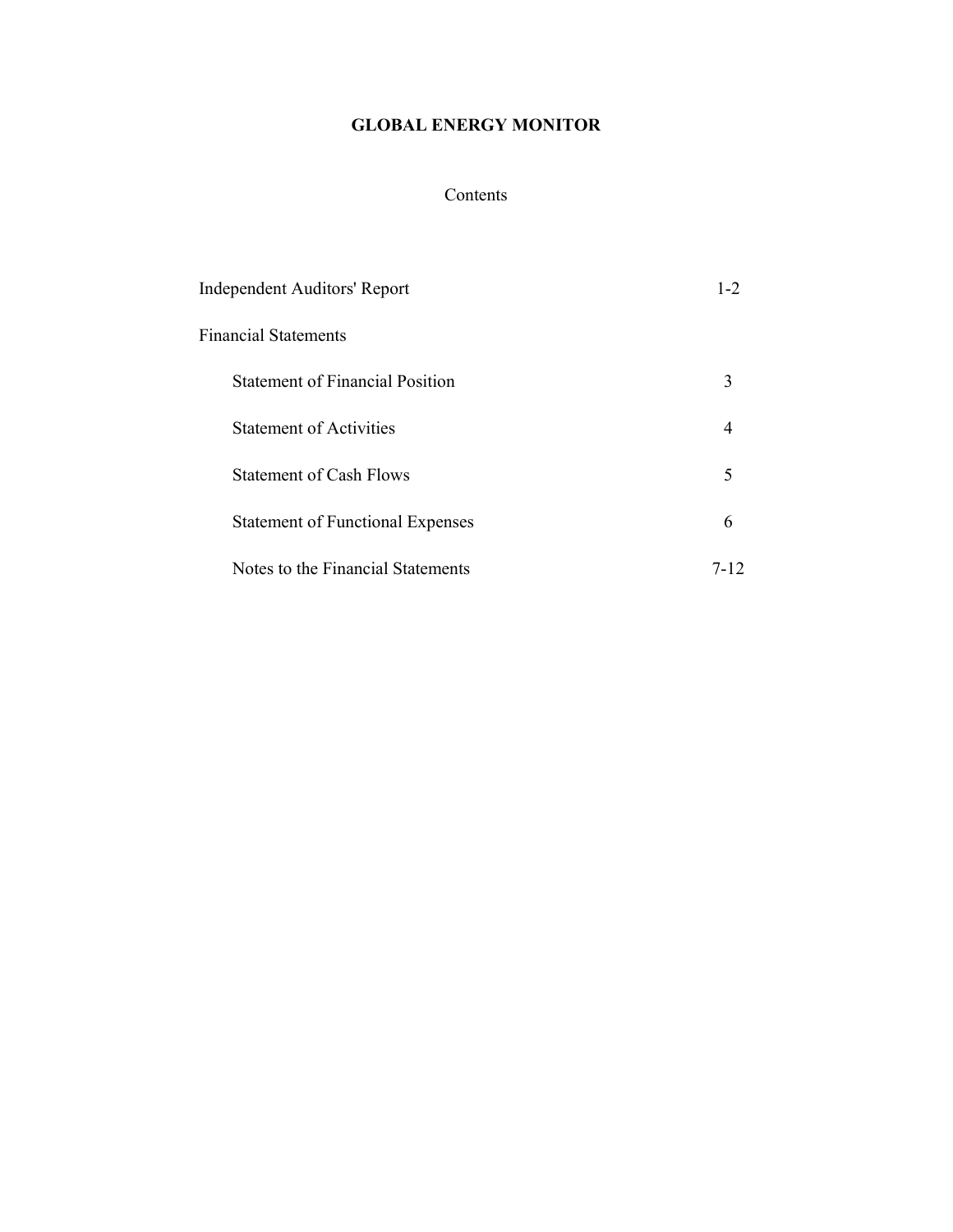# GLOBAL ENERGY MONITOR

## Contents

| | |
|---|---|
| Independent Auditors' Report | 1-2 |
| Financial Statements | |
| Statement of Financial Position | 3 |
| Statement of Activities | 4 |
| Statement of Cash Flows | 5 |
| Statement of Functional Expenses | 6 |
| Notes to the Financial Statements | 7-12 |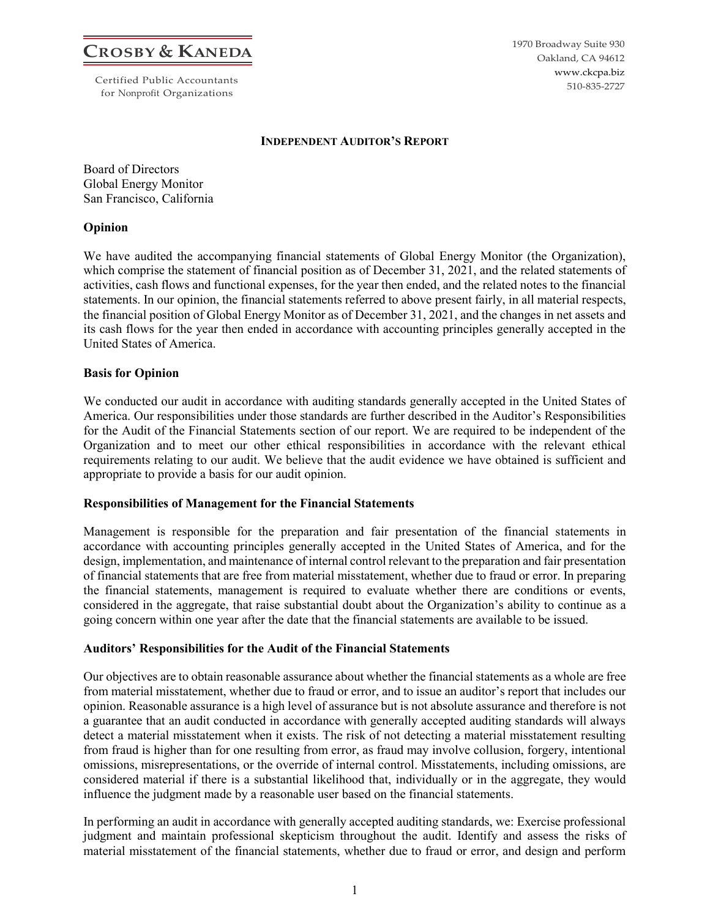**CROSBY & KANEDA**

Certified Public Accountants
for Nonprofit Organizations

1970 Broadway Suite 930
Oakland, CA 94612
www.ckcpa.biz
510-835-2727

## INDEPENDENT AUDITOR'S REPORT

Board of Directors
Global Energy Monitor
San Francisco, California

### Opinion

We have audited the accompanying financial statements of Global Energy Monitor (the Organization), which comprise the statement of financial position as of December 31, 2021, and the related statements of activities, cash flows and functional expenses, for the year then ended, and the related notes to the financial statements. In our opinion, the financial statements referred to above present fairly, in all material respects, the financial position of Global Energy Monitor as of December 31, 2021, and the changes in net assets and its cash flows for the year then ended in accordance with accounting principles generally accepted in the United States of America.

### Basis for Opinion

We conducted our audit in accordance with auditing standards generally accepted in the United States of America. Our responsibilities under those standards are further described in the Auditor's Responsibilities for the Audit of the Financial Statements section of our report. We are required to be independent of the Organization and to meet our other ethical responsibilities in accordance with the relevant ethical requirements relating to our audit. We believe that the audit evidence we have obtained is sufficient and appropriate to provide a basis for our audit opinion.

### Responsibilities of Management for the Financial Statements

Management is responsible for the preparation and fair presentation of the financial statements in accordance with accounting principles generally accepted in the United States of America, and for the design, implementation, and maintenance of internal control relevant to the preparation and fair presentation of financial statements that are free from material misstatement, whether due to fraud or error. In preparing the financial statements, management is required to evaluate whether there are conditions or events, considered in the aggregate, that raise substantial doubt about the Organization's ability to continue as a going concern within one year after the date that the financial statements are available to be issued.

### Auditors' Responsibilities for the Audit of the Financial Statements

Our objectives are to obtain reasonable assurance about whether the financial statements as a whole are free from material misstatement, whether due to fraud or error, and to issue an auditor's report that includes our opinion. Reasonable assurance is a high level of assurance but is not absolute assurance and therefore is not a guarantee that an audit conducted in accordance with generally accepted auditing standards will always detect a material misstatement when it exists. The risk of not detecting a material misstatement resulting from fraud is higher than for one resulting from error, as fraud may involve collusion, forgery, intentional omissions, misrepresentations, or the override of internal control. Misstatements, including omissions, are considered material if there is a substantial likelihood that, individually or in the aggregate, they would influence the judgment made by a reasonable user based on the financial statements.

In performing an audit in accordance with generally accepted auditing standards, we: Exercise professional judgment and maintain professional skepticism throughout the audit. Identify and assess the risks of material misstatement of the financial statements, whether due to fraud or error, and design and perform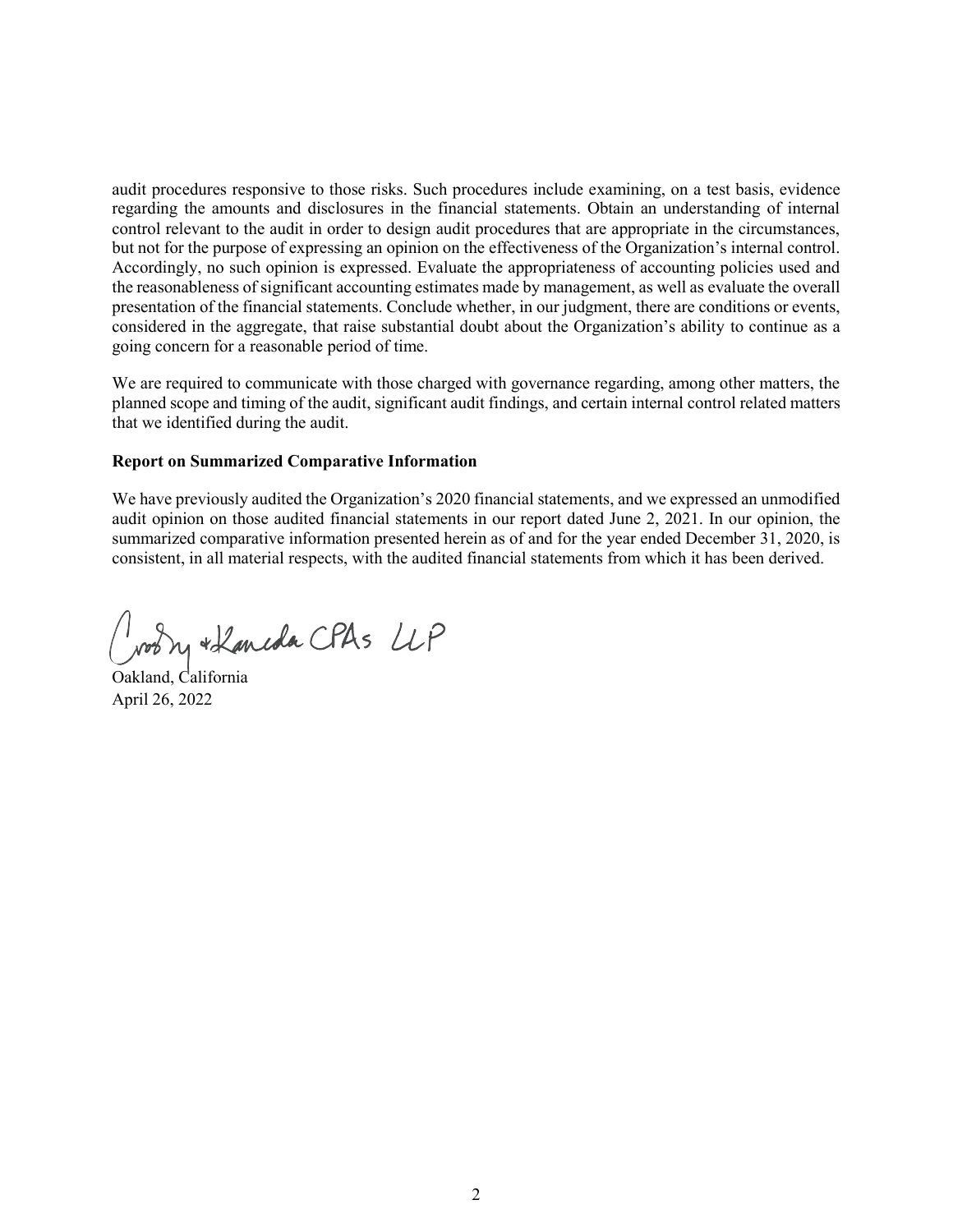audit procedures responsive to those risks. Such procedures include examining, on a test basis, evidence regarding the amounts and disclosures in the financial statements. Obtain an understanding of internal control relevant to the audit in order to design audit procedures that are appropriate in the circumstances, but not for the purpose of expressing an opinion on the effectiveness of the Organization's internal control. Accordingly, no such opinion is expressed. Evaluate the appropriateness of accounting policies used and the reasonableness of significant accounting estimates made by management, as well as evaluate the overall presentation of the financial statements. Conclude whether, in our judgment, there are conditions or events, considered in the aggregate, that raise substantial doubt about the Organization's ability to continue as a going concern for a reasonable period of time.

We are required to communicate with those charged with governance regarding, among other matters, the planned scope and timing of the audit, significant audit findings, and certain internal control related matters that we identified during the audit.

**Report on Summarized Comparative Information**

We have previously audited the Organization's 2020 financial statements, and we expressed an unmodified audit opinion on those audited financial statements in our report dated June 2, 2021. In our opinion, the summarized comparative information presented herein as of and for the year ended December 31, 2020, is consistent, in all material respects, with the audited financial statements from which it has been derived.

Crosby & Kaneda CPAs LLP

Oakland, California
April 26, 2022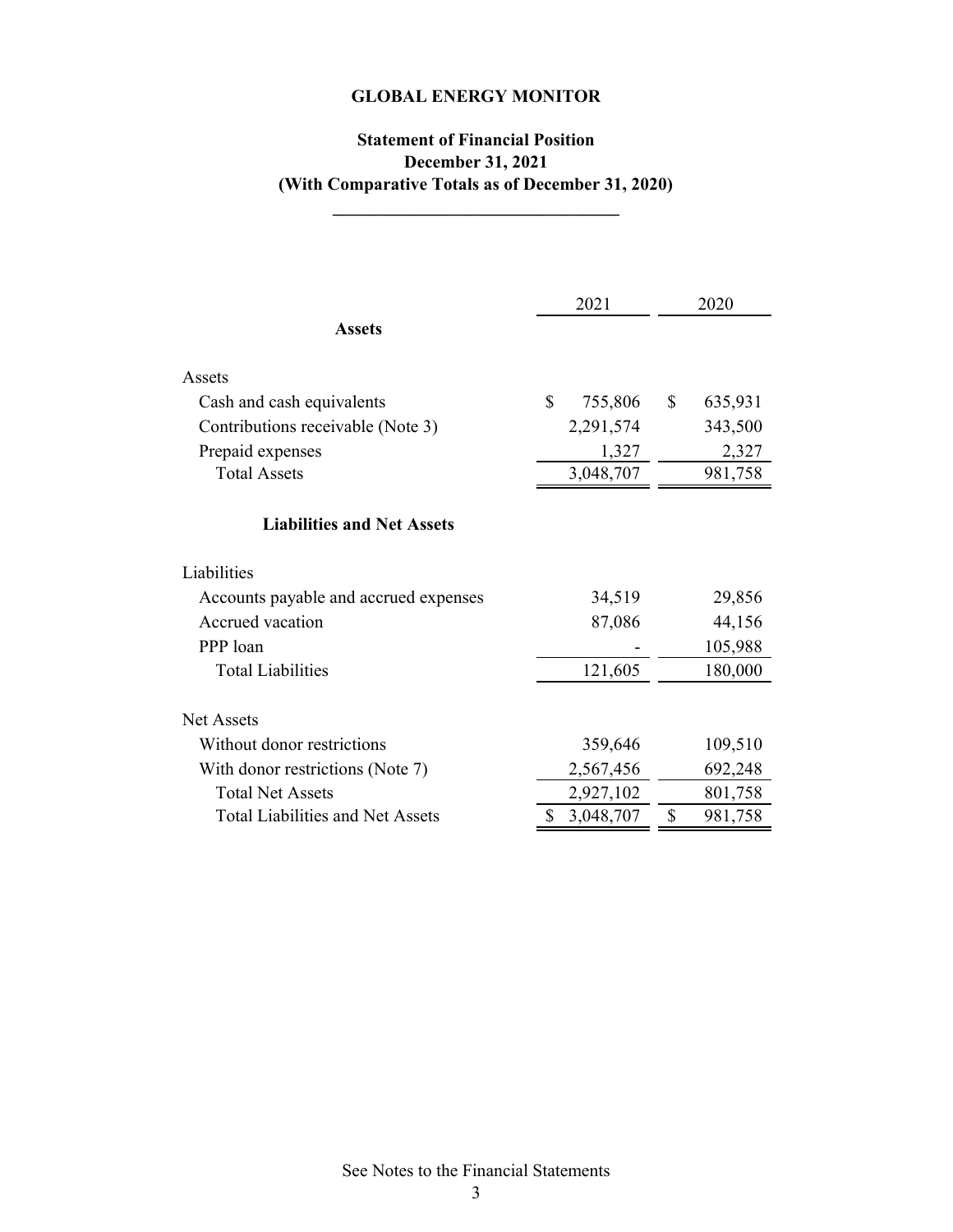# GLOBAL ENERGY MONITOR

## Statement of Financial Position
## December 31, 2021
## (With Comparative Totals as of December 31, 2020)

| | 2021 | 2020 |
|---|---|---|
| **Assets** | | |
| Assets | | |
| Cash and cash equivalents | $ 755,806 | $ 635,931 |
| Contributions receivable (Note 3) | 2,291,574 | 343,500 |
| Prepaid expenses | 1,327 | 2,327 |
| Total Assets | 3,048,707 | 981,758 |
| **Liabilities and Net Assets** | | |
| Liabilities | | |
| Accounts payable and accrued expenses | 34,519 | 29,856 |
| Accrued vacation | 87,086 | 44,156 |
| PPP loan | - | 105,988 |
| Total Liabilities | 121,605 | 180,000 |
| Net Assets | | |
| Without donor restrictions | 359,646 | 109,510 |
| With donor restrictions (Note 7) | 2,567,456 | 692,248 |
| Total Net Assets | 2,927,102 | 801,758 |
| Total Liabilities and Net Assets | $ 3,048,707 | $ 981,758 |

See Notes to the Financial Statements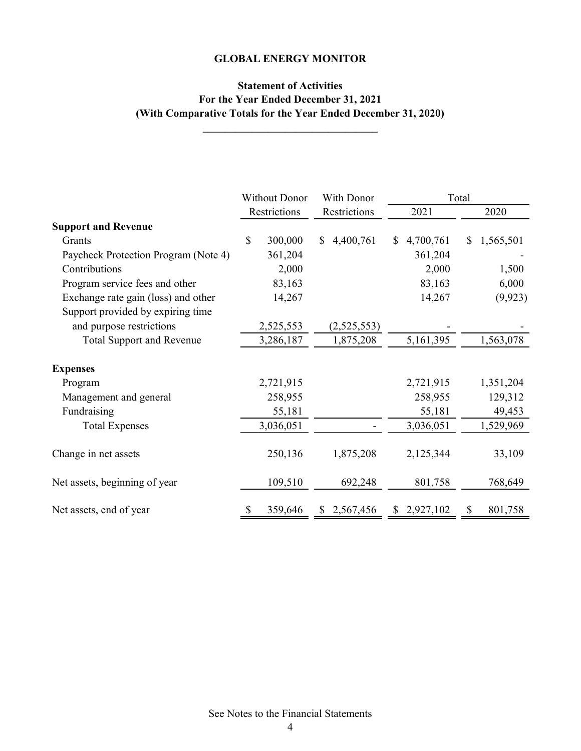**GLOBAL ENERGY MONITOR**

**Statement of Activities**
**For the Year Ended December 31, 2021**
**(With Comparative Totals for the Year Ended December 31, 2020)**

| | Without Donor Restrictions | With Donor Restrictions | Total 2021 | Total 2020 |
|---|---|---|---|---|
| **Support and Revenue** | | | | |
| Grants | $ 300,000 | $ 4,400,761 | $ 4,700,761 | $ 1,565,501 |
| Paycheck Protection Program (Note 4) | 361,204 | | 361,204 | - |
| Contributions | 2,000 | | 2,000 | 1,500 |
| Program service fees and other | 83,163 | | 83,163 | 6,000 |
| Exchange rate gain (loss) and other | 14,267 | | 14,267 | (9,923) |
| Support provided by expiring time and purpose restrictions | 2,525,553 | (2,525,553) | - | - |
| Total Support and Revenue | 3,286,187 | 1,875,208 | 5,161,395 | 1,563,078 |
| **Expenses** | | | | |
| Program | 2,721,915 | | 2,721,915 | 1,351,204 |
| Management and general | 258,955 | | 258,955 | 129,312 |
| Fundraising | 55,181 | | 55,181 | 49,453 |
| Total Expenses | 3,036,051 | - | 3,036,051 | 1,529,969 |
| Change in net assets | 250,136 | 1,875,208 | 2,125,344 | 33,109 |
| Net assets, beginning of year | 109,510 | 692,248 | 801,758 | 768,649 |
| Net assets, end of year | $ 359,646 | $ 2,567,456 | $ 2,927,102 | $ 801,758 |

See Notes to the Financial Statements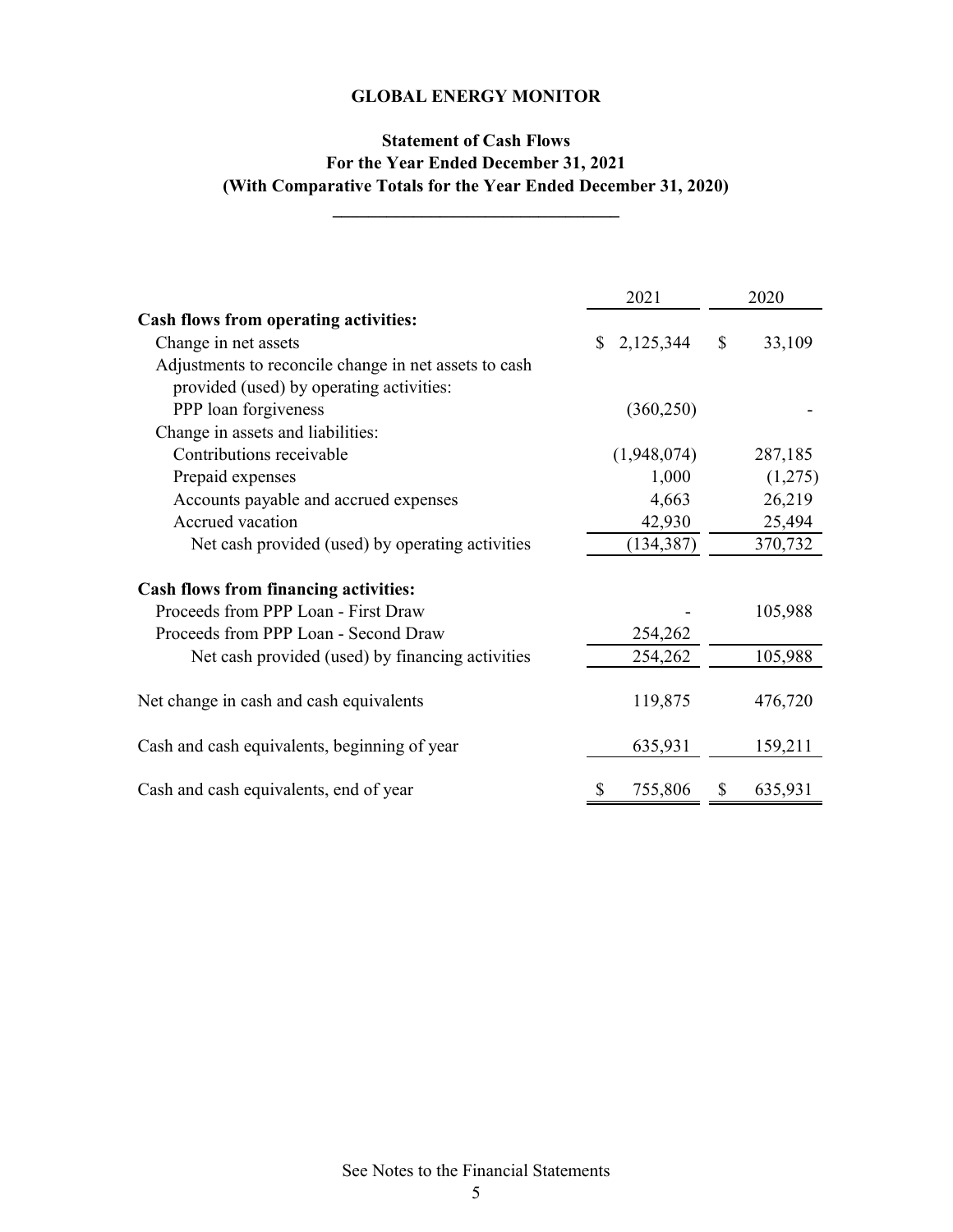**GLOBAL ENERGY MONITOR**

**Statement of Cash Flows**
**For the Year Ended December 31, 2021**
**(With Comparative Totals for the Year Ended December 31, 2020)**

| | 2021 | 2020 |
|---|---|---|
| **Cash flows from operating activities:** | | |
| Change in net assets | $ 2,125,344 | $ 33,109 |
| Adjustments to reconcile change in net assets to cash provided (used) by operating activities: | | |
| PPP loan forgiveness | (360,250) | - |
| Change in assets and liabilities: | | |
| Contributions receivable | (1,948,074) | 287,185 |
| Prepaid expenses | 1,000 | (1,275) |
| Accounts payable and accrued expenses | 4,663 | 26,219 |
| Accrued vacation | 42,930 | 25,494 |
| Net cash provided (used) by operating activities | (134,387) | 370,732 |
| **Cash flows from financing activities:** | | |
| Proceeds from PPP Loan - First Draw | - | 105,988 |
| Proceeds from PPP Loan - Second Draw | 254,262 | |
| Net cash provided (used) by financing activities | 254,262 | 105,988 |
| Net change in cash and cash equivalents | 119,875 | 476,720 |
| Cash and cash equivalents, beginning of year | 635,931 | 159,211 |
| Cash and cash equivalents, end of year | $ 755,806 | $ 635,931 |

See Notes to the Financial Statements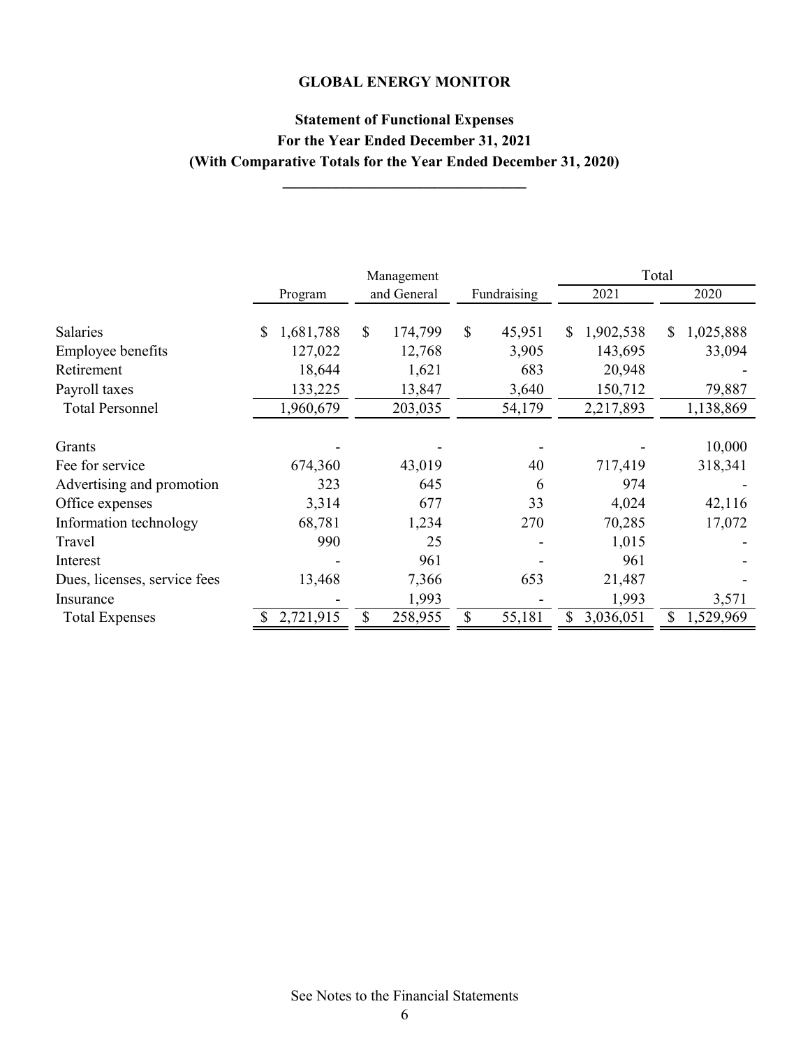**GLOBAL ENERGY MONITOR**

**Statement of Functional Expenses**
**For the Year Ended December 31, 2021**
**(With Comparative Totals for the Year Ended December 31, 2020)**

| | Program | Management and General | Fundraising | Total 2021 | Total 2020 |
|---|---|---|---|---|---|
| Salaries | $ 1,681,788 | $ 174,799 | $ 45,951 | $ 1,902,538 | $ 1,025,888 |
| Employee benefits | 127,022 | 12,768 | 3,905 | 143,695 | 33,094 |
| Retirement | 18,644 | 1,621 | 683 | 20,948 | - |
| Payroll taxes | 133,225 | 13,847 | 3,640 | 150,712 | 79,887 |
| Total Personnel | 1,960,679 | 203,035 | 54,179 | 2,217,893 | 1,138,869 |
| Grants | - | - | - | - | 10,000 |
| Fee for service | 674,360 | 43,019 | 40 | 717,419 | 318,341 |
| Advertising and promotion | 323 | 645 | 6 | 974 | - |
| Office expenses | 3,314 | 677 | 33 | 4,024 | 42,116 |
| Information technology | 68,781 | 1,234 | 270 | 70,285 | 17,072 |
| Travel | 990 | 25 | - | 1,015 | - |
| Interest | - | 961 | - | 961 | - |
| Dues, licenses, service fees | 13,468 | 7,366 | 653 | 21,487 | - |
| Insurance | - | 1,993 | - | 1,993 | 3,571 |
| Total Expenses | $ 2,721,915 | $ 258,955 | $ 55,181 | $ 3,036,051 | $ 1,529,969 |

See Notes to the Financial Statements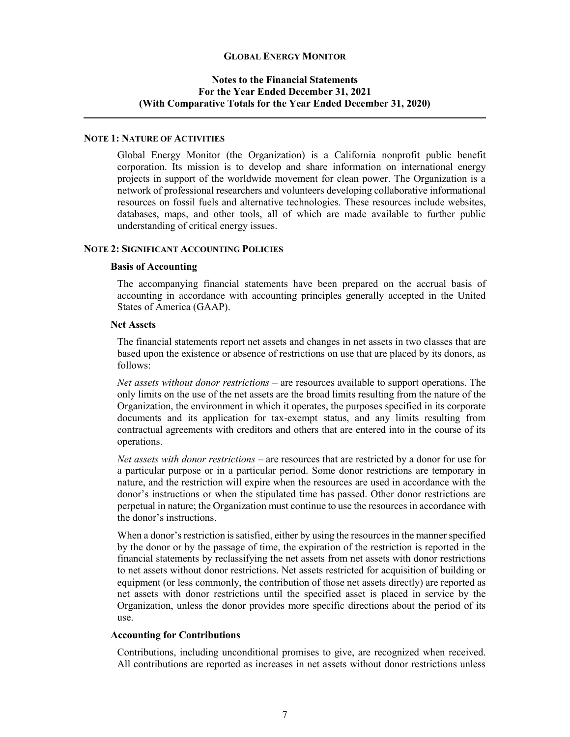# GLOBAL ENERGY MONITOR

## Notes to the Financial Statements
## For the Year Ended December 31, 2021
## (With Comparative Totals for the Year Ended December 31, 2020)

### NOTE 1: NATURE OF ACTIVITIES

Global Energy Monitor (the Organization) is a California nonprofit public benefit corporation. Its mission is to develop and share information on international energy projects in support of the worldwide movement for clean power. The Organization is a network of professional researchers and volunteers developing collaborative informational resources on fossil fuels and alternative technologies. These resources include websites, databases, maps, and other tools, all of which are made available to further public understanding of critical energy issues.

### NOTE 2: SIGNIFICANT ACCOUNTING POLICIES

**Basis of Accounting**

The accompanying financial statements have been prepared on the accrual basis of accounting in accordance with accounting principles generally accepted in the United States of America (GAAP).

**Net Assets**

The financial statements report net assets and changes in net assets in two classes that are based upon the existence or absence of restrictions on use that are placed by its donors, as follows:

*Net assets without donor restrictions* – are resources available to support operations. The only limits on the use of the net assets are the broad limits resulting from the nature of the Organization, the environment in which it operates, the purposes specified in its corporate documents and its application for tax-exempt status, and any limits resulting from contractual agreements with creditors and others that are entered into in the course of its operations.

*Net assets with donor restrictions* – are resources that are restricted by a donor for use for a particular purpose or in a particular period. Some donor restrictions are temporary in nature, and the restriction will expire when the resources are used in accordance with the donor's instructions or when the stipulated time has passed. Other donor restrictions are perpetual in nature; the Organization must continue to use the resources in accordance with the donor's instructions.

When a donor's restriction is satisfied, either by using the resources in the manner specified by the donor or by the passage of time, the expiration of the restriction is reported in the financial statements by reclassifying the net assets from net assets with donor restrictions to net assets without donor restrictions. Net assets restricted for acquisition of building or equipment (or less commonly, the contribution of those net assets directly) are reported as net assets with donor restrictions until the specified asset is placed in service by the Organization, unless the donor provides more specific directions about the period of its use.

**Accounting for Contributions**

Contributions, including unconditional promises to give, are recognized when received. All contributions are reported as increases in net assets without donor restrictions unless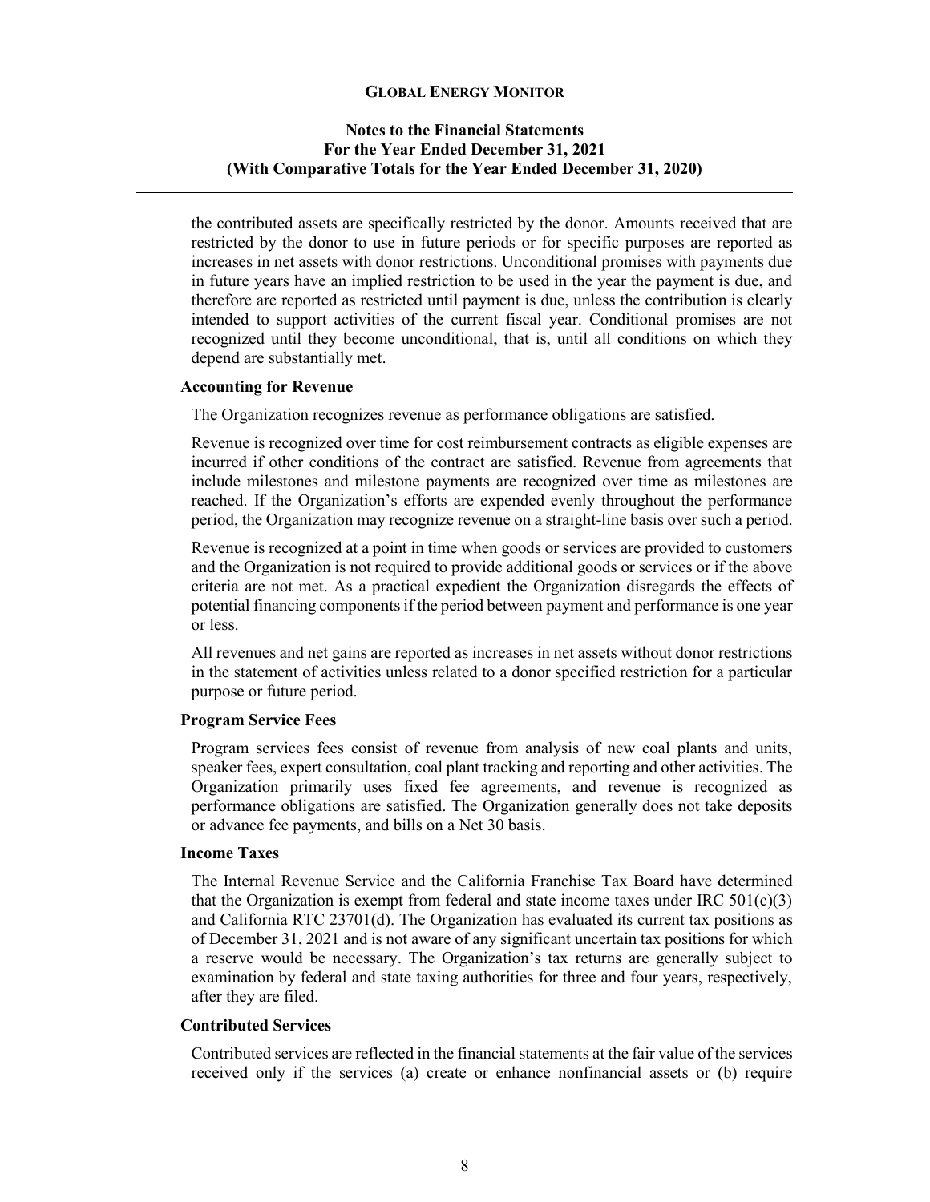the contributed assets are specifically restricted by the donor. Amounts received that are restricted by the donor to use in future periods or for specific purposes are reported as increases in net assets with donor restrictions. Unconditional promises with payments due in future years have an implied restriction to be used in the year the payment is due, and therefore are reported as restricted until payment is due, unless the contribution is clearly intended to support activities of the current fiscal year. Conditional promises are not recognized until they become unconditional, that is, until all conditions on which they depend are substantially met.

**Accounting for Revenue**

The Organization recognizes revenue as performance obligations are satisfied.

Revenue is recognized over time for cost reimbursement contracts as eligible expenses are incurred if other conditions of the contract are satisfied. Revenue from agreements that include milestones and milestone payments are recognized over time as milestones are reached. If the Organization's efforts are expended evenly throughout the performance period, the Organization may recognize revenue on a straight-line basis over such a period.

Revenue is recognized at a point in time when goods or services are provided to customers and the Organization is not required to provide additional goods or services or if the above criteria are not met. As a practical expedient the Organization disregards the effects of potential financing components if the period between payment and performance is one year or less.

All revenues and net gains are reported as increases in net assets without donor restrictions in the statement of activities unless related to a donor specified restriction for a particular purpose or future period.

**Program Service Fees**

Program services fees consist of revenue from analysis of new coal plants and units, speaker fees, expert consultation, coal plant tracking and reporting and other activities. The Organization primarily uses fixed fee agreements, and revenue is recognized as performance obligations are satisfied. The Organization generally does not take deposits or advance fee payments, and bills on a Net 30 basis.

**Income Taxes**

The Internal Revenue Service and the California Franchise Tax Board have determined that the Organization is exempt from federal and state income taxes under IRC 501(c)(3) and California RTC 23701(d). The Organization has evaluated its current tax positions as of December 31, 2021 and is not aware of any significant uncertain tax positions for which a reserve would be necessary. The Organization's tax returns are generally subject to examination by federal and state taxing authorities for three and four years, respectively, after they are filed.

**Contributed Services**

Contributed services are reflected in the financial statements at the fair value of the services received only if the services (a) create or enhance nonfinancial assets or (b) require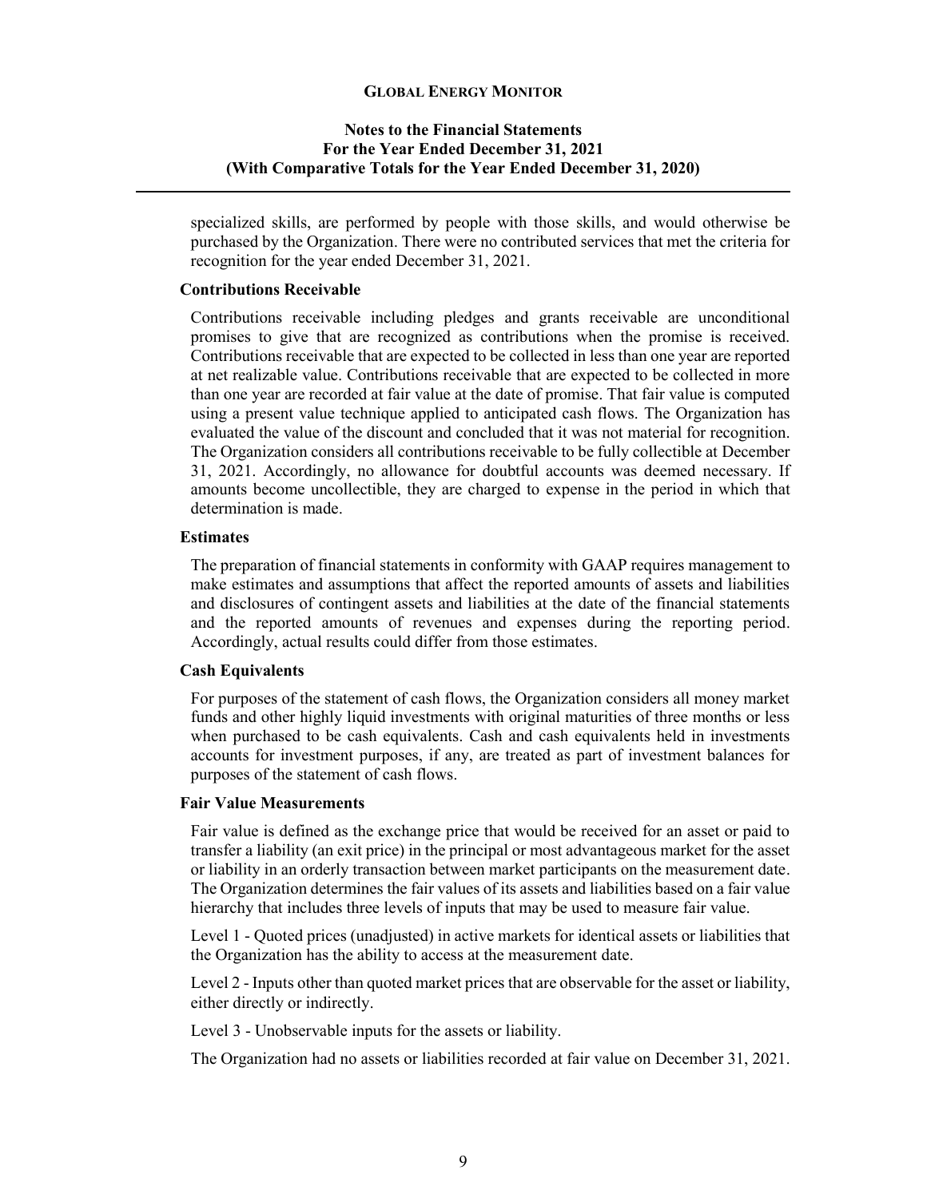specialized skills, are performed by people with those skills, and would otherwise be purchased by the Organization. There were no contributed services that met the criteria for recognition for the year ended December 31, 2021.

**Contributions Receivable**

Contributions receivable including pledges and grants receivable are unconditional promises to give that are recognized as contributions when the promise is received. Contributions receivable that are expected to be collected in less than one year are reported at net realizable value. Contributions receivable that are expected to be collected in more than one year are recorded at fair value at the date of promise. That fair value is computed using a present value technique applied to anticipated cash flows. The Organization has evaluated the value of the discount and concluded that it was not material for recognition. The Organization considers all contributions receivable to be fully collectible at December 31, 2021. Accordingly, no allowance for doubtful accounts was deemed necessary. If amounts become uncollectible, they are charged to expense in the period in which that determination is made.

**Estimates**

The preparation of financial statements in conformity with GAAP requires management to make estimates and assumptions that affect the reported amounts of assets and liabilities and disclosures of contingent assets and liabilities at the date of the financial statements and the reported amounts of revenues and expenses during the reporting period. Accordingly, actual results could differ from those estimates.

**Cash Equivalents**

For purposes of the statement of cash flows, the Organization considers all money market funds and other highly liquid investments with original maturities of three months or less when purchased to be cash equivalents. Cash and cash equivalents held in investments accounts for investment purposes, if any, are treated as part of investment balances for purposes of the statement of cash flows.

**Fair Value Measurements**

Fair value is defined as the exchange price that would be received for an asset or paid to transfer a liability (an exit price) in the principal or most advantageous market for the asset or liability in an orderly transaction between market participants on the measurement date. The Organization determines the fair values of its assets and liabilities based on a fair value hierarchy that includes three levels of inputs that may be used to measure fair value.

Level 1 - Quoted prices (unadjusted) in active markets for identical assets or liabilities that the Organization has the ability to access at the measurement date.

Level 2 - Inputs other than quoted market prices that are observable for the asset or liability, either directly or indirectly.

Level 3 - Unobservable inputs for the assets or liability.

The Organization had no assets or liabilities recorded at fair value on December 31, 2021.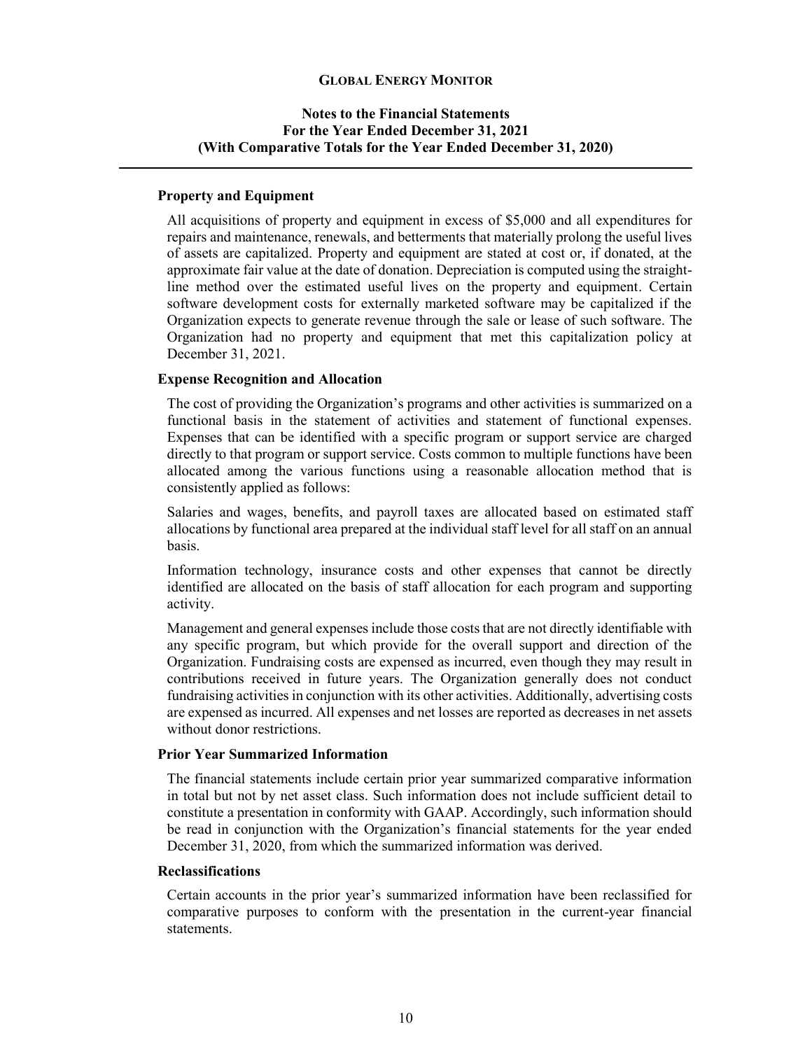### Property and Equipment

All acquisitions of property and equipment in excess of $5,000 and all expenditures for repairs and maintenance, renewals, and betterments that materially prolong the useful lives of assets are capitalized. Property and equipment are stated at cost or, if donated, at the approximate fair value at the date of donation. Depreciation is computed using the straight-line method over the estimated useful lives on the property and equipment. Certain software development costs for externally marketed software may be capitalized if the Organization expects to generate revenue through the sale or lease of such software. The Organization had no property and equipment that met this capitalization policy at December 31, 2021.

### Expense Recognition and Allocation

The cost of providing the Organization's programs and other activities is summarized on a functional basis in the statement of activities and statement of functional expenses. Expenses that can be identified with a specific program or support service are charged directly to that program or support service. Costs common to multiple functions have been allocated among the various functions using a reasonable allocation method that is consistently applied as follows:

Salaries and wages, benefits, and payroll taxes are allocated based on estimated staff allocations by functional area prepared at the individual staff level for all staff on an annual basis.

Information technology, insurance costs and other expenses that cannot be directly identified are allocated on the basis of staff allocation for each program and supporting activity.

Management and general expenses include those costs that are not directly identifiable with any specific program, but which provide for the overall support and direction of the Organization. Fundraising costs are expensed as incurred, even though they may result in contributions received in future years. The Organization generally does not conduct fundraising activities in conjunction with its other activities. Additionally, advertising costs are expensed as incurred. All expenses and net losses are reported as decreases in net assets without donor restrictions.

### Prior Year Summarized Information

The financial statements include certain prior year summarized comparative information in total but not by net asset class. Such information does not include sufficient detail to constitute a presentation in conformity with GAAP. Accordingly, such information should be read in conjunction with the Organization's financial statements for the year ended December 31, 2020, from which the summarized information was derived.

### Reclassifications

Certain accounts in the prior year's summarized information have been reclassified for comparative purposes to conform with the presentation in the current-year financial statements.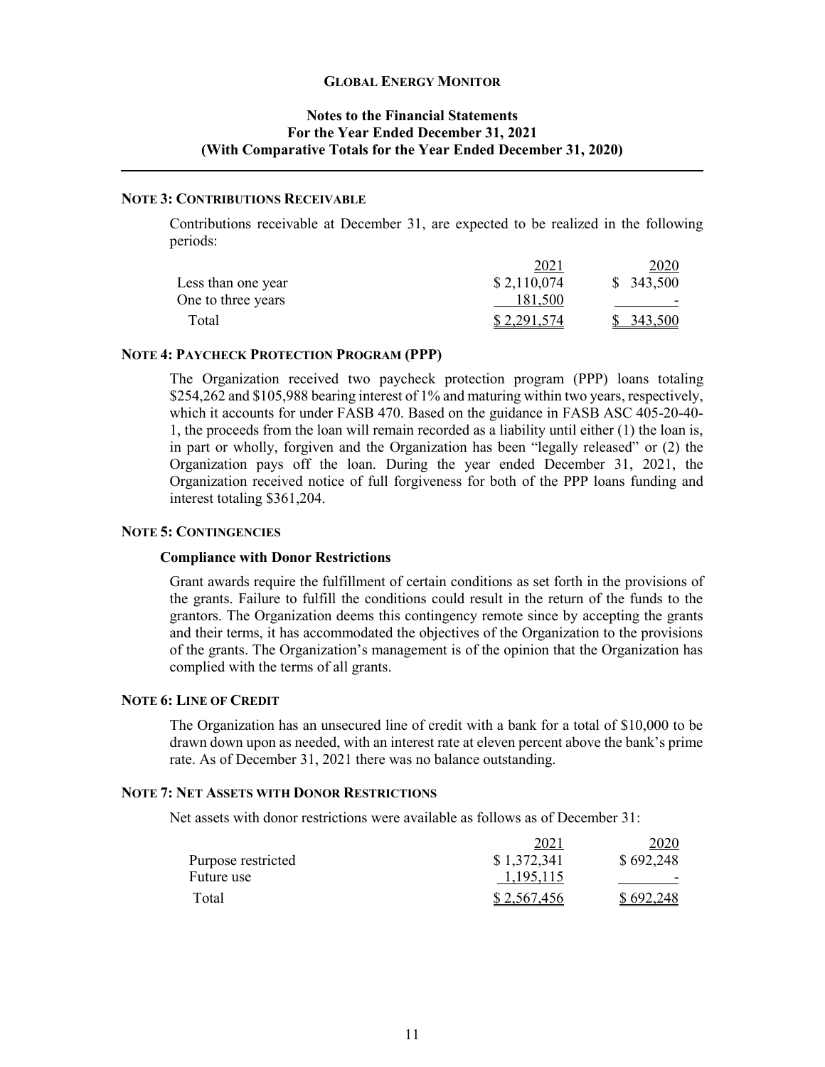# GLOBAL ENERGY MONITOR

## Notes to the Financial Statements
## For the Year Ended December 31, 2021
## (With Comparative Totals for the Year Ended December 31, 2020)

### NOTE 3: CONTRIBUTIONS RECEIVABLE

Contributions receivable at December 31, are expected to be realized in the following periods:

| | 2021 | 2020 |
|---|---|---|
| Less than one year | $ 2,110,074 | $ 343,500 |
| One to three years | 181,500 | - |
| Total | $ 2,291,574 | $ 343,500 |

### NOTE 4: PAYCHECK PROTECTION PROGRAM (PPP)

The Organization received two paycheck protection program (PPP) loans totaling $254,262 and $105,988 bearing interest of 1% and maturing within two years, respectively, which it accounts for under FASB 470. Based on the guidance in FASB ASC 405-20-40-1, the proceeds from the loan will remain recorded as a liability until either (1) the loan is, in part or wholly, forgiven and the Organization has been "legally released" or (2) the Organization pays off the loan. During the year ended December 31, 2021, the Organization received notice of full forgiveness for both of the PPP loans funding and interest totaling $361,204.

### NOTE 5: CONTINGENCIES

**Compliance with Donor Restrictions**

Grant awards require the fulfillment of certain conditions as set forth in the provisions of the grants. Failure to fulfill the conditions could result in the return of the funds to the grantors. The Organization deems this contingency remote since by accepting the grants and their terms, it has accommodated the objectives of the Organization to the provisions of the grants. The Organization's management is of the opinion that the Organization has complied with the terms of all grants.

### NOTE 6: LINE OF CREDIT

The Organization has an unsecured line of credit with a bank for a total of $10,000 to be drawn down upon as needed, with an interest rate at eleven percent above the bank's prime rate. As of December 31, 2021 there was no balance outstanding.

### NOTE 7: NET ASSETS WITH DONOR RESTRICTIONS

Net assets with donor restrictions were available as follows as of December 31:

| | 2021 | 2020 |
|---|---|---|
| Purpose restricted | $ 1,372,341 | $ 692,248 |
| Future use | 1,195,115 | - |
| Total | $ 2,567,456 | $ 692,248 |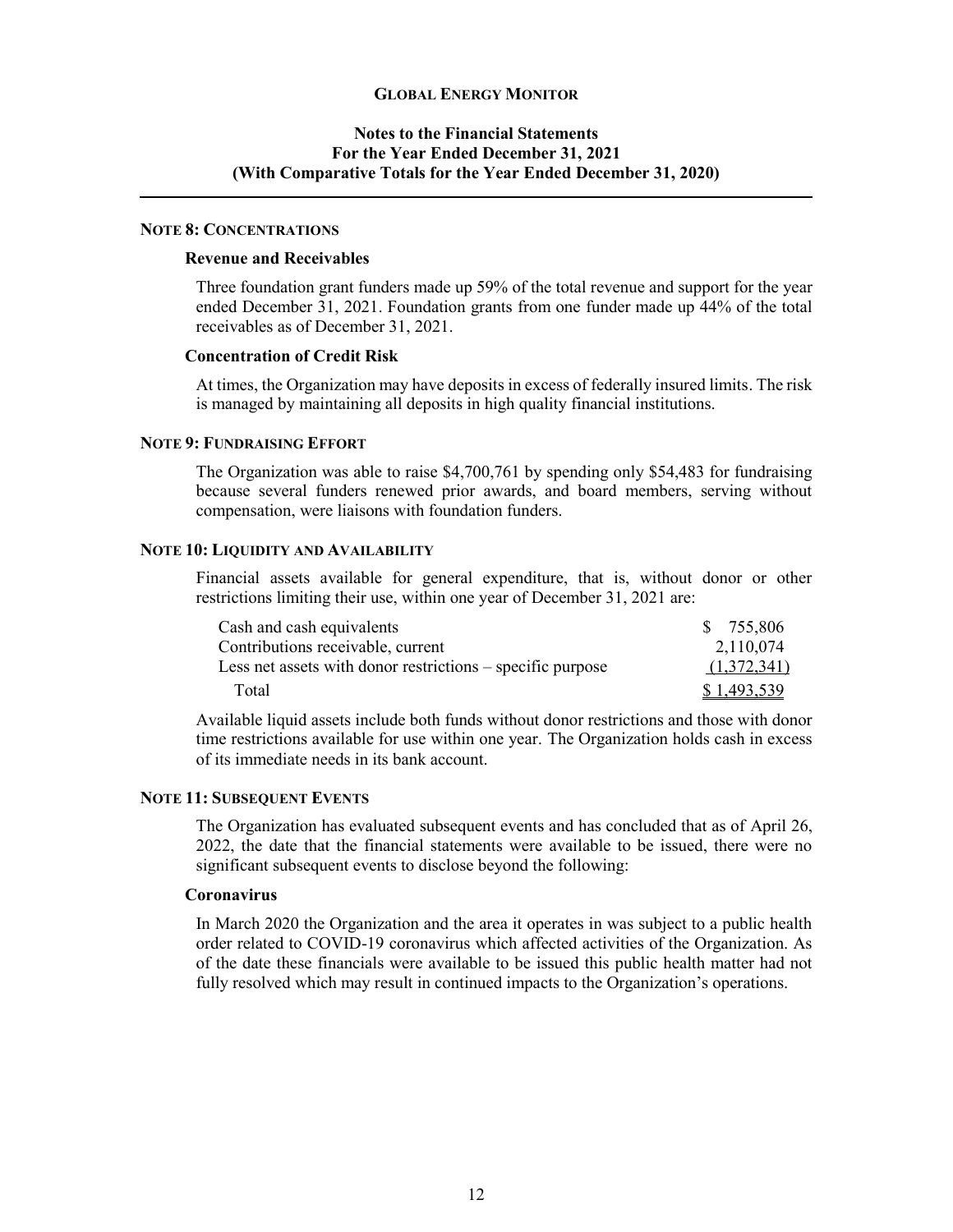# GLOBAL ENERGY MONITOR

## Notes to the Financial Statements
## For the Year Ended December 31, 2021
## (With Comparative Totals for the Year Ended December 31, 2020)

### NOTE 8: CONCENTRATIONS

#### Revenue and Receivables

Three foundation grant funders made up 59% of the total revenue and support for the year ended December 31, 2021. Foundation grants from one funder made up 44% of the total receivables as of December 31, 2021.

#### Concentration of Credit Risk

At times, the Organization may have deposits in excess of federally insured limits. The risk is managed by maintaining all deposits in high quality financial institutions.

### NOTE 9: FUNDRAISING EFFORT

The Organization was able to raise $4,700,761 by spending only $54,483 for fundraising because several funders renewed prior awards, and board members, serving without compensation, were liaisons with foundation funders.

### NOTE 10: LIQUIDITY AND AVAILABILITY

Financial assets available for general expenditure, that is, without donor or other restrictions limiting their use, within one year of December 31, 2021 are:

| | |
|---|---|
| Cash and cash equivalents | $ 755,806 |
| Contributions receivable, current | 2,110,074 |
| Less net assets with donor restrictions – specific purpose | (1,372,341) |
| Total | $ 1,493,539 |

Available liquid assets include both funds without donor restrictions and those with donor time restrictions available for use within one year. The Organization holds cash in excess of its immediate needs in its bank account.

### NOTE 11: SUBSEQUENT EVENTS

The Organization has evaluated subsequent events and has concluded that as of April 26, 2022, the date that the financial statements were available to be issued, there were no significant subsequent events to disclose beyond the following:

#### Coronavirus

In March 2020 the Organization and the area it operates in was subject to a public health order related to COVID-19 coronavirus which affected activities of the Organization. As of the date these financials were available to be issued this public health matter had not fully resolved which may result in continued impacts to the Organization's operations.